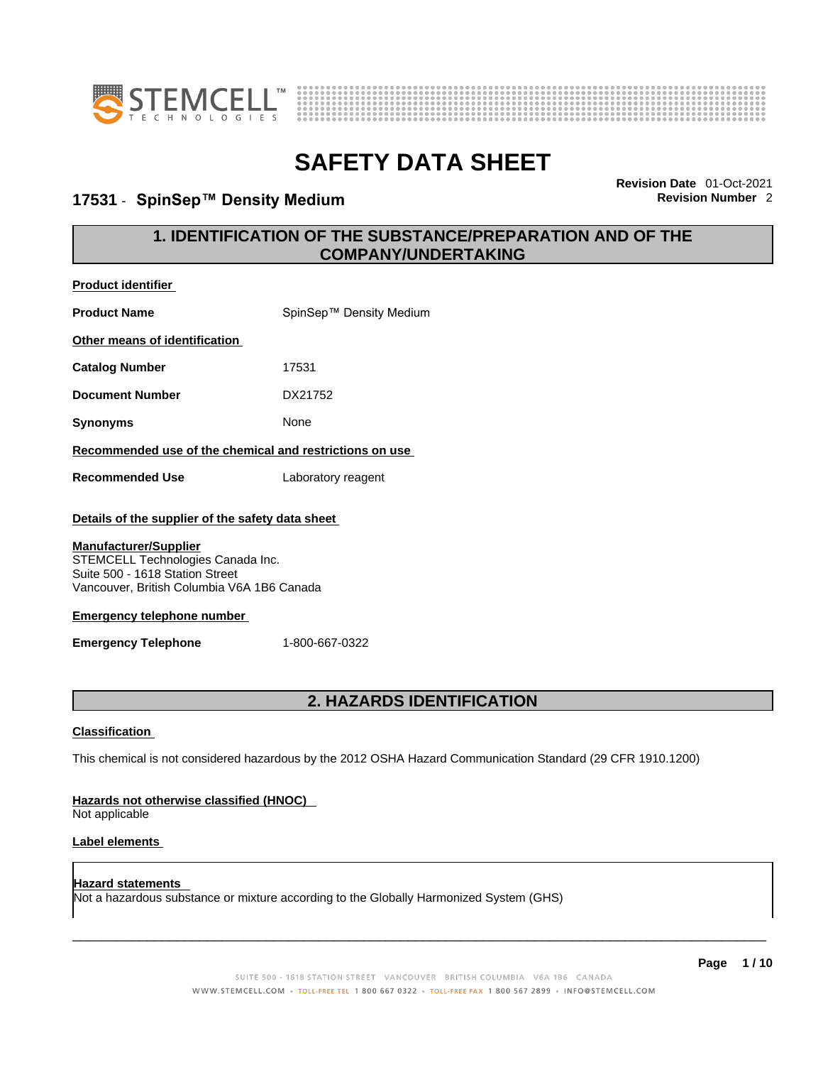# SAFETY DATA SHEET

**17531 - SpinSep™ Density Medium**

**Revision Date** 01-Oct-2021
**Revision Number** 2

## 1. IDENTIFICATION OF THE SUBSTANCE/PREPARATION AND OF THE COMPANY/UNDERTAKING

**Product identifier**

| | |
|---|---|
| **Product Name** | SpinSep™ Density Medium |

**Other means of identification**

| | |
|---|---|
| **Catalog Number** | 17531 |
| **Document Number** | DX21752 |
| **Synonyms** | None |

**Recommended use of the chemical and restrictions on use**

| | |
|---|---|
| **Recommended Use** | Laboratory reagent |

**Details of the supplier of the safety data sheet**

**Manufacturer/Supplier**
STEMCELL Technologies Canada Inc.
Suite 500 - 1618 Station Street
Vancouver, British Columbia V6A 1B6 Canada

**Emergency telephone number**

| | |
|---|---|
| **Emergency Telephone** | 1-800-667-0322 |

## 2. HAZARDS IDENTIFICATION

**Classification**

This chemical is not considered hazardous by the 2012 OSHA Hazard Communication Standard (29 CFR 1910.1200)

**Hazards not otherwise classified (HNOC)**
Not applicable

**Label elements**

**Hazard statements**
Not a hazardous substance or mixture according to the Globally Harmonized System (GHS)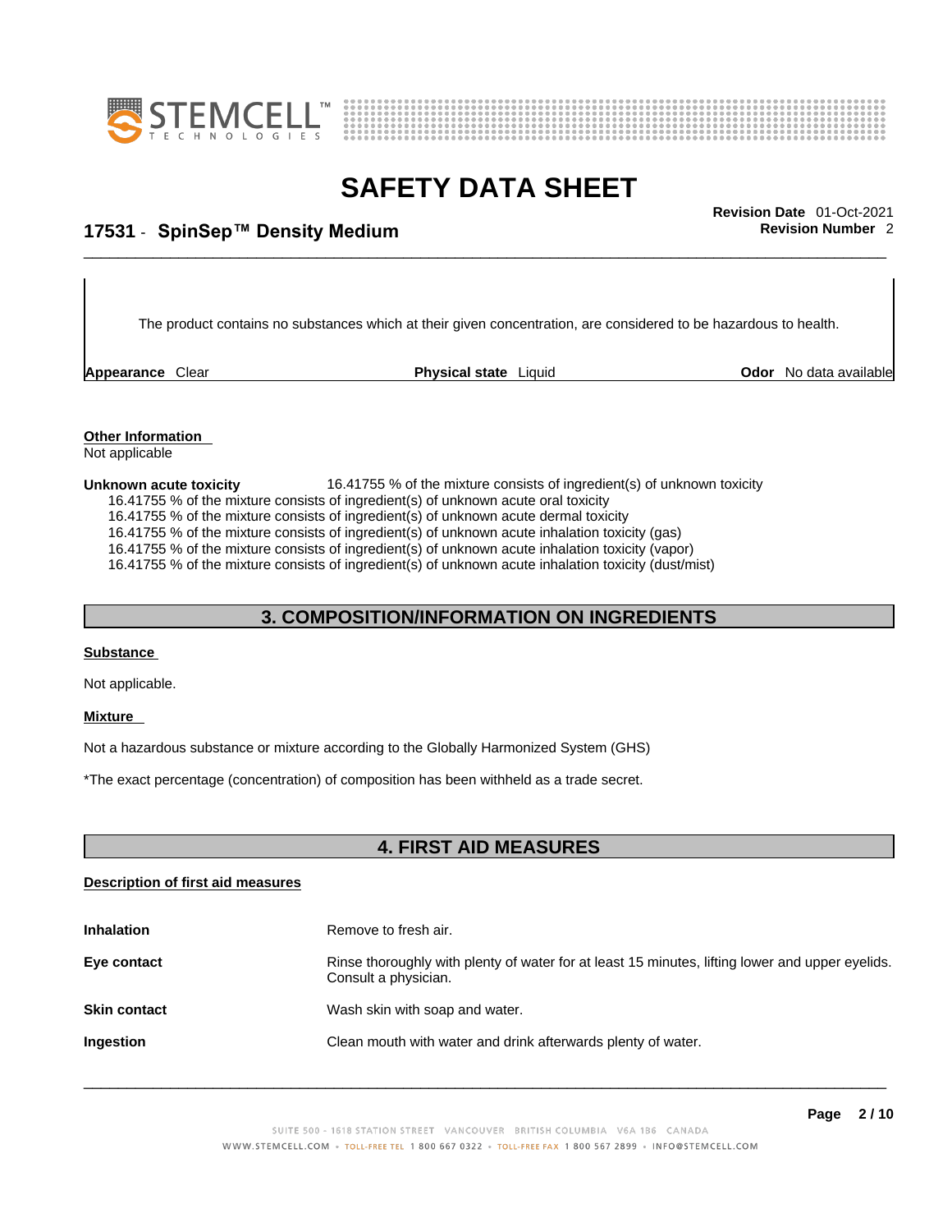The product contains no substances which at their given concentration, are considered to be hazardous to health.

**Appearance** Clear **Physical state** Liquid **Odor** No data available

**Other Information**
Not applicable

**Unknown acute toxicity** 16.41755 % of the mixture consists of ingredient(s) of unknown toxicity
16.41755 % of the mixture consists of ingredient(s) of unknown acute oral toxicity
16.41755 % of the mixture consists of ingredient(s) of unknown acute dermal toxicity
16.41755 % of the mixture consists of ingredient(s) of unknown acute inhalation toxicity (gas)
16.41755 % of the mixture consists of ingredient(s) of unknown acute inhalation toxicity (vapor)
16.41755 % of the mixture consists of ingredient(s) of unknown acute inhalation toxicity (dust/mist)

## 3. COMPOSITION/INFORMATION ON INGREDIENTS

**Substance**

Not applicable.

**Mixture**

Not a hazardous substance or mixture according to the Globally Harmonized System (GHS)

*The exact percentage (concentration) of composition has been withheld as a trade secret.

## 4. FIRST AID MEASURES

**Description of first aid measures**

| | |
|---|---|
| **Inhalation** | Remove to fresh air. |
| **Eye contact** | Rinse thoroughly with plenty of water for at least 15 minutes, lifting lower and upper eyelids. Consult a physician. |
| **Skin contact** | Wash skin with soap and water. |
| **Ingestion** | Clean mouth with water and drink afterwards plenty of water. |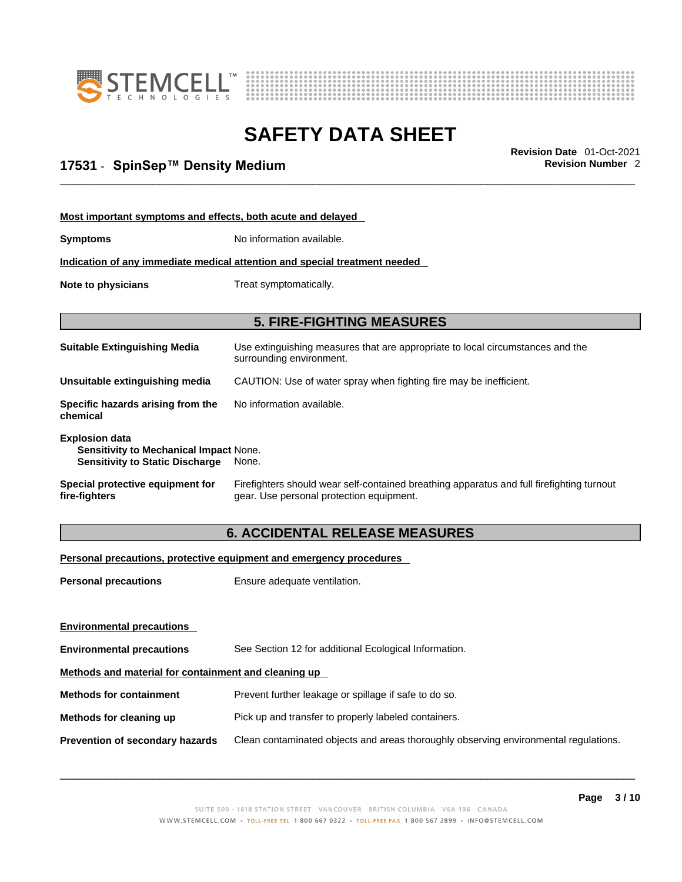**Most important symptoms and effects, both acute and delayed**

**Symptoms** No information available.

**Indication of any immediate medical attention and special treatment needed**

**Note to physicians** Treat symptomatically.

## 5. FIRE-FIGHTING MEASURES

**Suitable Extinguishing Media** Use extinguishing measures that are appropriate to local circumstances and the surrounding environment.

**Unsuitable extinguishing media** CAUTION: Use of water spray when fighting fire may be inefficient.

**Specific hazards arising from the chemical** No information available.

**Explosion data**
**Sensitivity to Mechanical Impact** None.
**Sensitivity to Static Discharge** None.

**Special protective equipment for fire-fighters** Firefighters should wear self-contained breathing apparatus and full firefighting turnout gear. Use personal protection equipment.

## 6. ACCIDENTAL RELEASE MEASURES

**Personal precautions, protective equipment and emergency procedures**

**Personal precautions** Ensure adequate ventilation.

**Environmental precautions**

**Environmental precautions** See Section 12 for additional Ecological Information.

**Methods and material for containment and cleaning up**

**Methods for containment** Prevent further leakage or spillage if safe to do so.

**Methods for cleaning up** Pick up and transfer to properly labeled containers.

**Prevention of secondary hazards** Clean contaminated objects and areas thoroughly observing environmental regulations.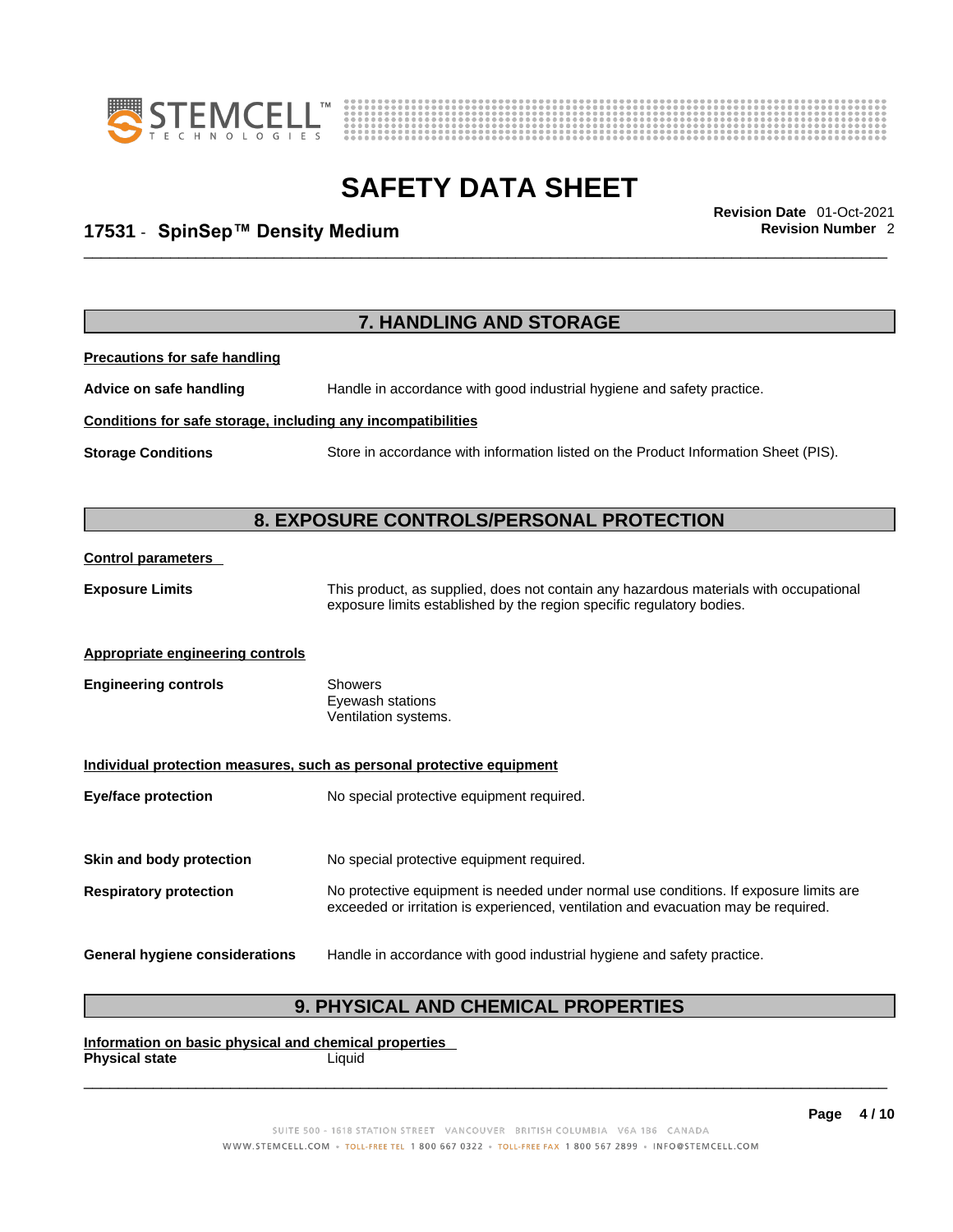## 7. HANDLING AND STORAGE

**Precautions for safe handling**

**Advice on safe handling** Handle in accordance with good industrial hygiene and safety practice.

**Conditions for safe storage, including any incompatibilities**

**Storage Conditions** Store in accordance with information listed on the Product Information Sheet (PIS).

## 8. EXPOSURE CONTROLS/PERSONAL PROTECTION

**Control parameters**

**Exposure Limits** This product, as supplied, does not contain any hazardous materials with occupational exposure limits established by the region specific regulatory bodies.

**Appropriate engineering controls**

**Engineering controls** Showers
Eyewash stations
Ventilation systems.

**Individual protection measures, such as personal protective equipment**

**Eye/face protection** No special protective equipment required.

**Skin and body protection** No special protective equipment required.

**Respiratory protection** No protective equipment is needed under normal use conditions. If exposure limits are exceeded or irritation is experienced, ventilation and evacuation may be required.

**General hygiene considerations** Handle in accordance with good industrial hygiene and safety practice.

## 9. PHYSICAL AND CHEMICAL PROPERTIES

**Information on basic physical and chemical properties**

**Physical state** Liquid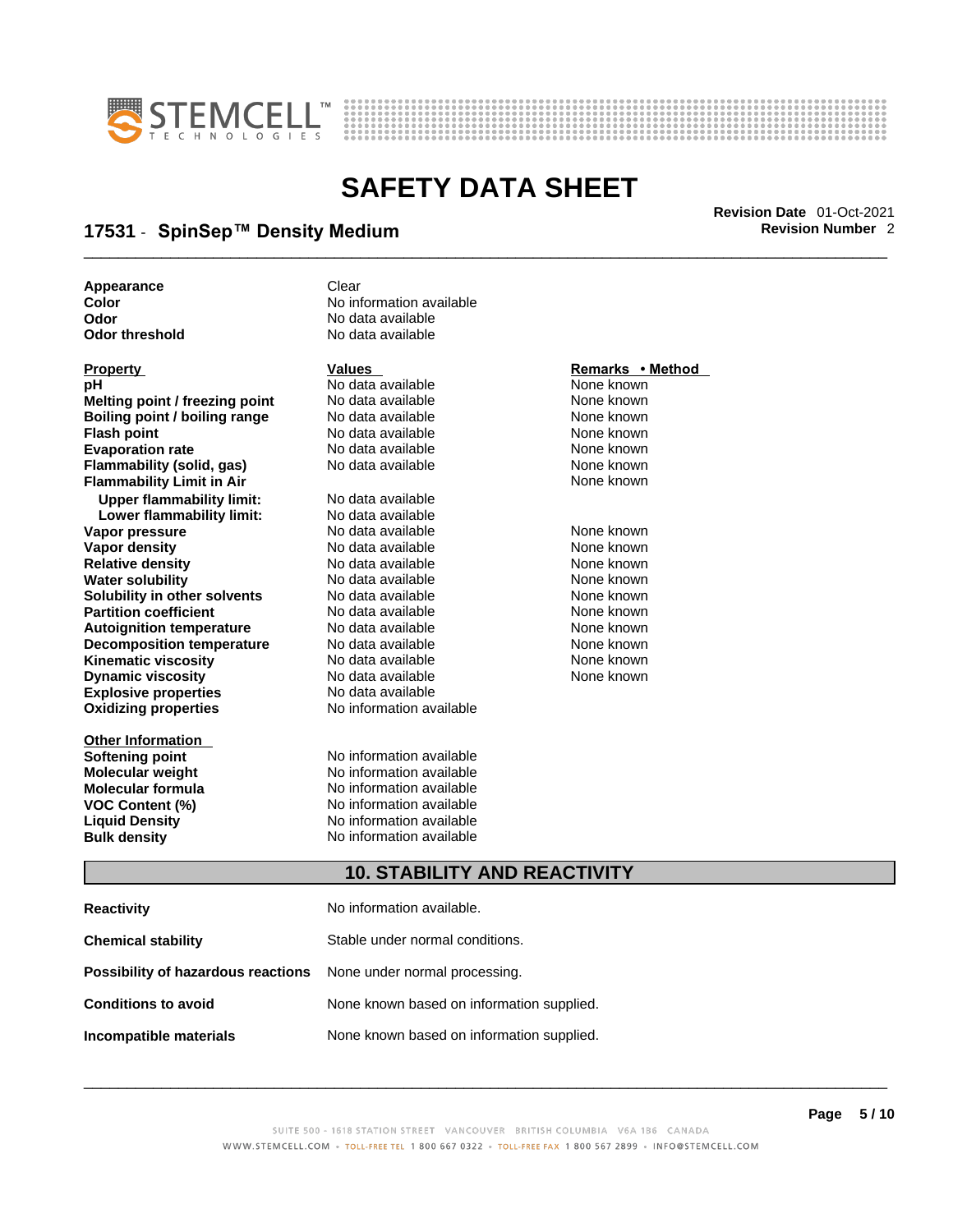| | |
|---|---|
| **Appearance** | Clear |
| **Color** | No information available |
| **Odor** | No data available |
| **Odor threshold** | No data available |

| **Property** | **Values** | **Remarks • Method** |
|---|---|---|
| **pH** | No data available | None known |
| **Melting point / freezing point** | No data available | None known |
| **Boiling point / boiling range** | No data available | None known |
| **Flash point** | No data available | None known |
| **Evaporation rate** | No data available | None known |
| **Flammability (solid, gas)** | No data available | None known |
| **Flammability Limit in Air** | | None known |
| **Upper flammability limit:** | No data available | |
| **Lower flammability limit:** | No data available | |
| **Vapor pressure** | No data available | None known |
| **Vapor density** | No data available | None known |
| **Relative density** | No data available | None known |
| **Water solubility** | No data available | None known |
| **Solubility in other solvents** | No data available | None known |
| **Partition coefficient** | No data available | None known |
| **Autoignition temperature** | No data available | None known |
| **Decomposition temperature** | No data available | None known |
| **Kinematic viscosity** | No data available | None known |
| **Dynamic viscosity** | No data available | None known |
| **Explosive properties** | No data available | |
| **Oxidizing properties** | No information available | |

| **Other Information** | |
|---|---|
| **Softening point** | No information available |
| **Molecular weight** | No information available |
| **Molecular formula** | No information available |
| **VOC Content (%)** | No information available |
| **Liquid Density** | No information available |
| **Bulk density** | No information available |

## 10. STABILITY AND REACTIVITY

| | |
|---|---|
| **Reactivity** | No information available. |
| **Chemical stability** | Stable under normal conditions. |
| **Possibility of hazardous reactions** | None under normal processing. |
| **Conditions to avoid** | None known based on information supplied. |
| **Incompatible materials** | None known based on information supplied. |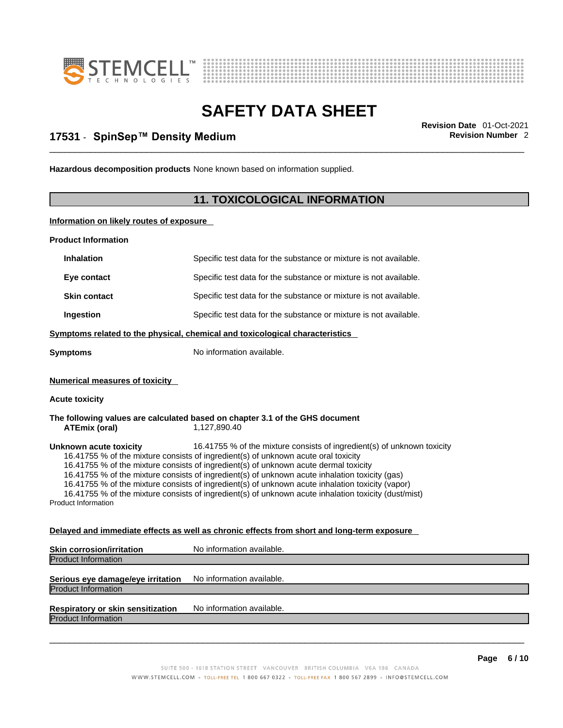**Hazardous decomposition products** None known based on information supplied.

## 11. TOXICOLOGICAL INFORMATION

**Information on likely routes of exposure**

**Product Information**

| | |
|---|---|
| **Inhalation** | Specific test data for the substance or mixture is not available. |
| **Eye contact** | Specific test data for the substance or mixture is not available. |
| **Skin contact** | Specific test data for the substance or mixture is not available. |
| **Ingestion** | Specific test data for the substance or mixture is not available. |

**Symptoms related to the physical, chemical and toxicological characteristics**

**Symptoms** No information available.

**Numerical measures of toxicity**

**Acute toxicity**

**The following values are calculated based on chapter 3.1 of the GHS document**

**ATEmix (oral)** 1,127,890.40

**Unknown acute toxicity** 16.41755 % of the mixture consists of ingredient(s) of unknown toxicity

16.41755 % of the mixture consists of ingredient(s) of unknown acute oral toxicity
16.41755 % of the mixture consists of ingredient(s) of unknown acute dermal toxicity
16.41755 % of the mixture consists of ingredient(s) of unknown acute inhalation toxicity (gas)
16.41755 % of the mixture consists of ingredient(s) of unknown acute inhalation toxicity (vapor)
16.41755 % of the mixture consists of ingredient(s) of unknown acute inhalation toxicity (dust/mist)

Product Information

**Delayed and immediate effects as well as chronic effects from short and long-term exposure**

**Skin corrosion/irritation** No information available.

Product Information

**Serious eye damage/eye irritation** No information available.

Product Information

**Respiratory or skin sensitization** No information available.

Product Information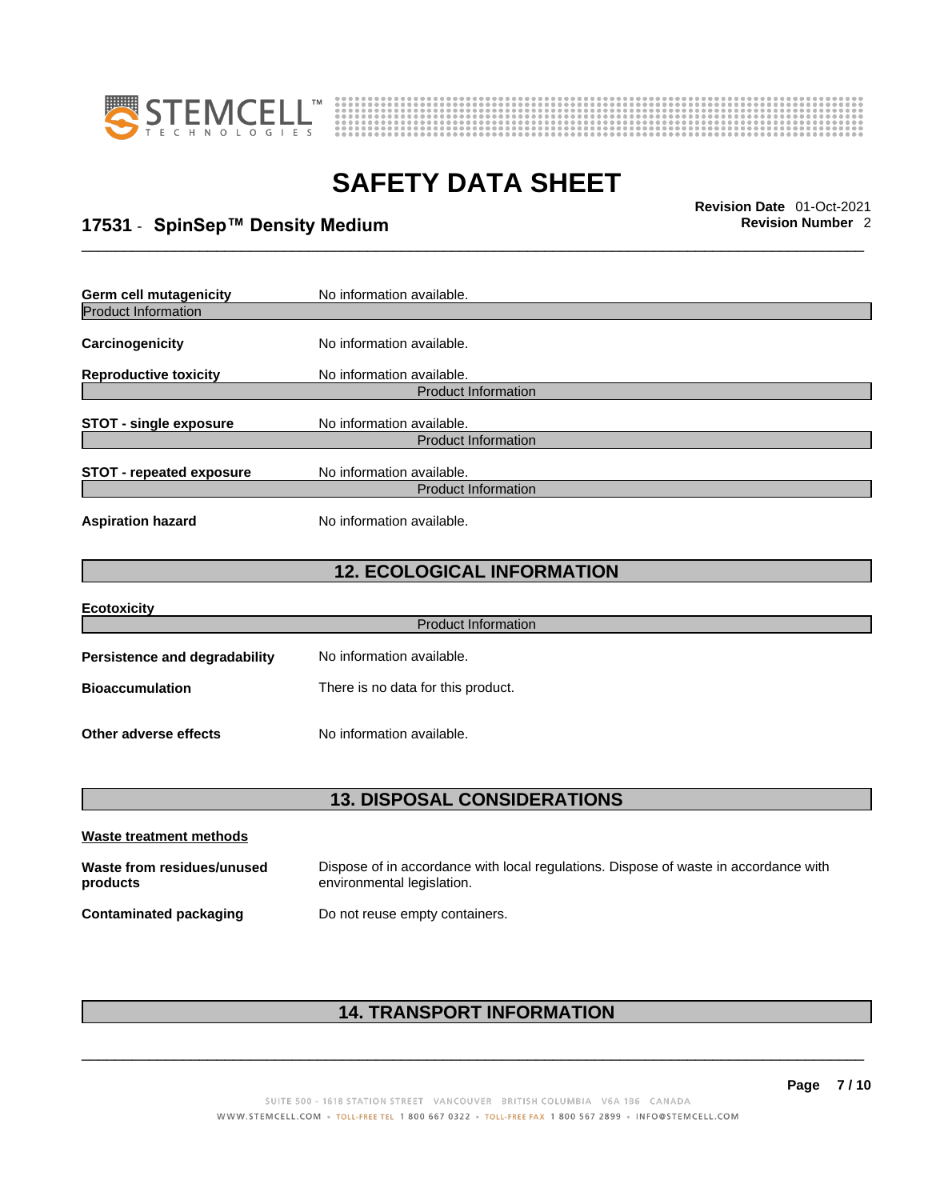**Germ cell mutagenicity** No information available.

Product Information

**Carcinogenicity** No information available.

**Reproductive toxicity** No information available.

Product Information

**STOT - single exposure** No information available.

Product Information

**STOT - repeated exposure** No information available.

Product Information

**Aspiration hazard** No information available.

## 12. ECOLOGICAL INFORMATION

**Ecotoxicity**

Product Information

**Persistence and degradability** No information available.

**Bioaccumulation** There is no data for this product.

**Other adverse effects** No information available.

## 13. DISPOSAL CONSIDERATIONS

**Waste treatment methods**

**Waste from residues/unused products** Dispose of in accordance with local regulations. Dispose of waste in accordance with environmental legislation.

**Contaminated packaging** Do not reuse empty containers.

## 14. TRANSPORT INFORMATION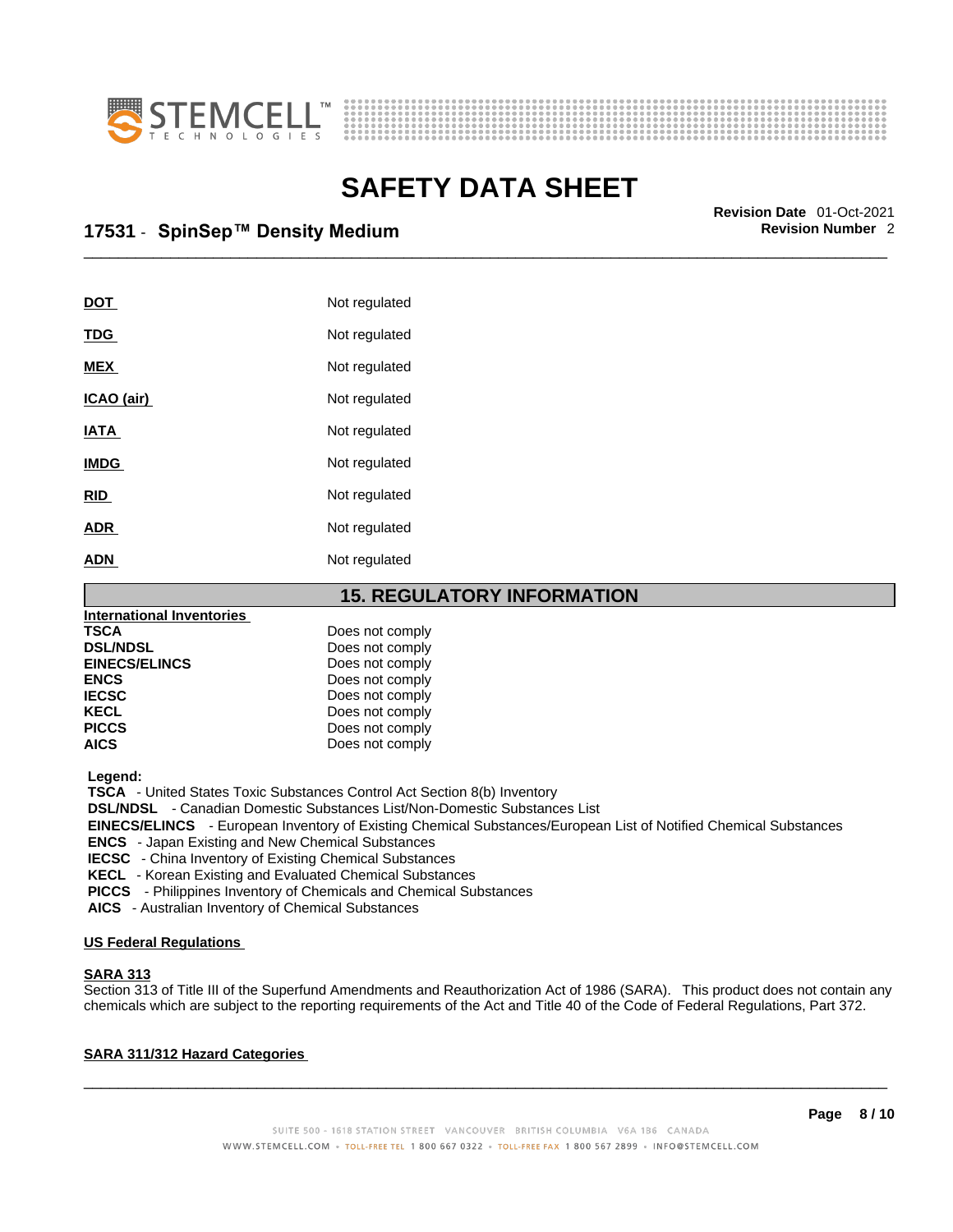| | |
|---|---|
| **DOT** | Not regulated |
| **TDG** | Not regulated |
| **MEX** | Not regulated |
| **ICAO (air)** | Not regulated |
| **IATA** | Not regulated |
| **IMDG** | Not regulated |
| **RID** | Not regulated |
| **ADR** | Not regulated |
| **ADN** | Not regulated |

## 15. REGULATORY INFORMATION

**International Inventories**

| | |
|---|---|
| **TSCA** | Does not comply |
| **DSL/NDSL** | Does not comply |
| **EINECS/ELINCS** | Does not comply |
| **ENCS** | Does not comply |
| **IECSC** | Does not comply |
| **KECL** | Does not comply |
| **PICCS** | Does not comply |
| **AICS** | Does not comply |

**Legend:**
**TSCA** - United States Toxic Substances Control Act Section 8(b) Inventory
**DSL/NDSL** - Canadian Domestic Substances List/Non-Domestic Substances List
**EINECS/ELINCS** - European Inventory of Existing Chemical Substances/European List of Notified Chemical Substances
**ENCS** - Japan Existing and New Chemical Substances
**IECSC** - China Inventory of Existing Chemical Substances
**KECL** - Korean Existing and Evaluated Chemical Substances
**PICCS** - Philippines Inventory of Chemicals and Chemical Substances
**AICS** - Australian Inventory of Chemical Substances

**US Federal Regulations**

**SARA 313**
Section 313 of Title III of the Superfund Amendments and Reauthorization Act of 1986 (SARA). This product does not contain any chemicals which are subject to the reporting requirements of the Act and Title 40 of the Code of Federal Regulations, Part 372.

**SARA 311/312 Hazard Categories**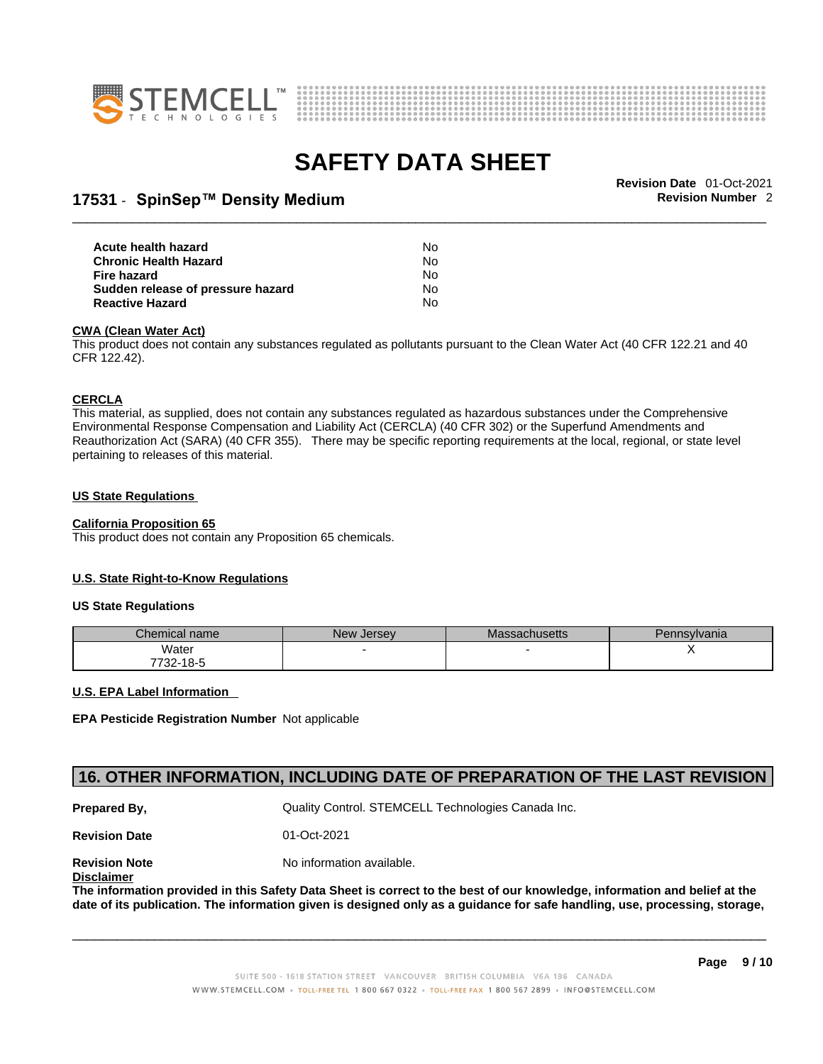| | |
|---|---|
| **Acute health hazard** | No |
| **Chronic Health Hazard** | No |
| **Fire hazard** | No |
| **Sudden release of pressure hazard** | No |
| **Reactive Hazard** | No |

**CWA (Clean Water Act)**

This product does not contain any substances regulated as pollutants pursuant to the Clean Water Act (40 CFR 122.21 and 40 CFR 122.42).

**CERCLA**

This material, as supplied, does not contain any substances regulated as hazardous substances under the Comprehensive Environmental Response Compensation and Liability Act (CERCLA) (40 CFR 302) or the Superfund Amendments and Reauthorization Act (SARA) (40 CFR 355). There may be specific reporting requirements at the local, regional, or state level pertaining to releases of this material.

**US State Regulations**

**California Proposition 65**

This product does not contain any Proposition 65 chemicals.

**U.S. State Right-to-Know Regulations**

**US State Regulations**

| Chemical name | New Jersey | Massachusetts | Pennsylvania |
|---|---|---|---|
| Water 7732-18-5 | - | - | X |

**U.S. EPA Label Information**

**EPA Pesticide Registration Number** Not applicable

## 16. OTHER INFORMATION, INCLUDING DATE OF PREPARATION OF THE LAST REVISION

**Prepared By,** Quality Control. STEMCELL Technologies Canada Inc.

**Revision Date** 01-Oct-2021

**Revision Note** No information available.

**Disclaimer**

**The information provided in this Safety Data Sheet is correct to the best of our knowledge, information and belief at the date of its publication. The information given is designed only as a guidance for safe handling, use, processing, storage,**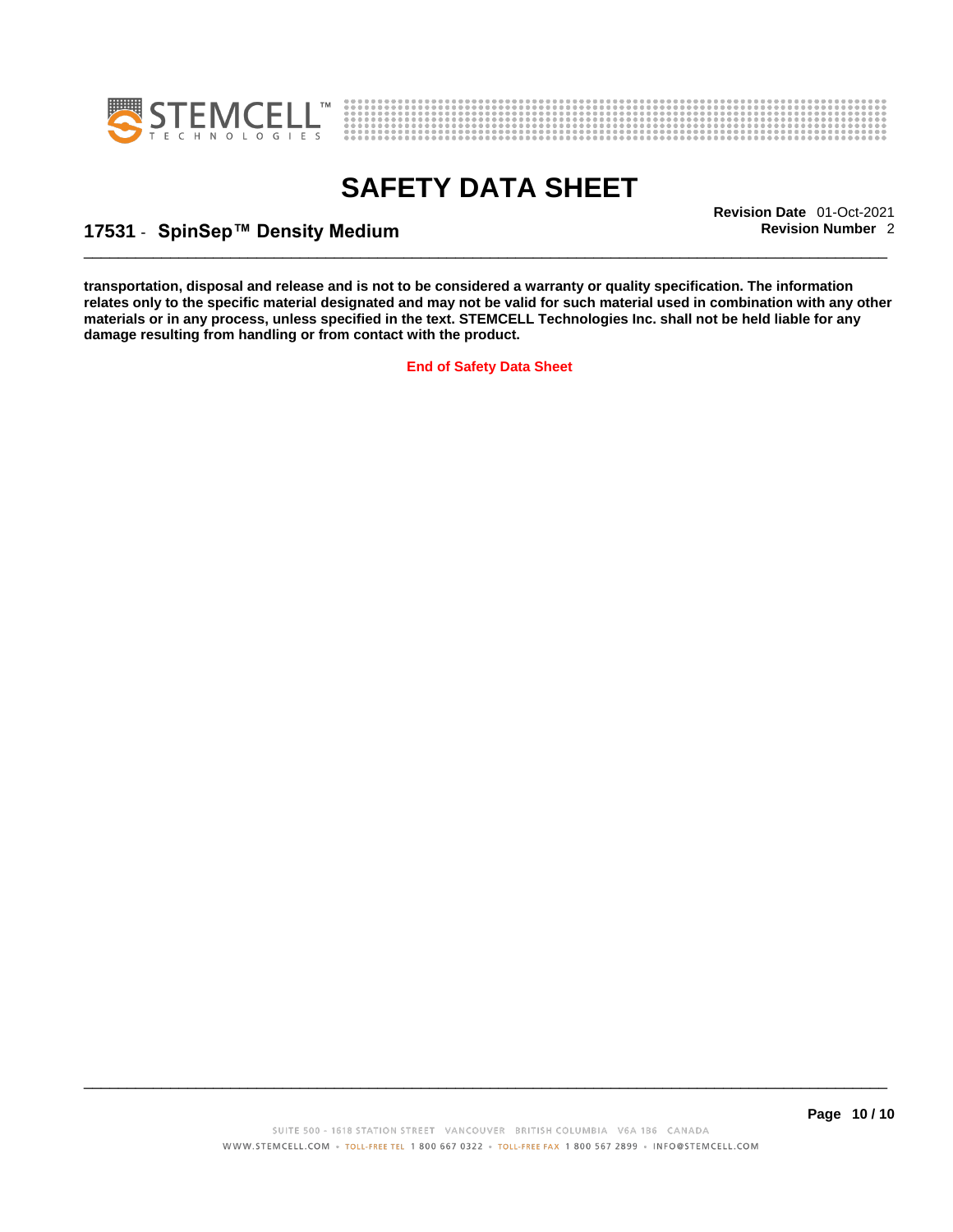**transportation, disposal and release and is not to be considered a warranty or quality specification. The information relates only to the specific material designated and may not be valid for such material used in combination with any other materials or in any process, unless specified in the text. STEMCELL Technologies Inc. shall not be held liable for any damage resulting from handling or from contact with the product.**

**End of Safety Data Sheet**